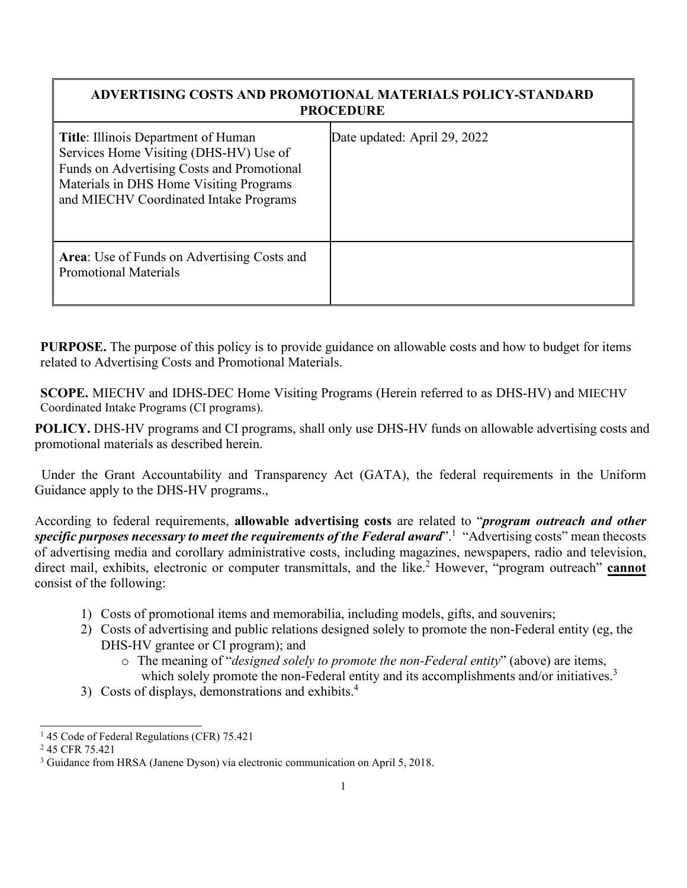| ADVERTISING COSTS AND PROMOTIONAL MATERIALS POLICY-STANDARD PROCEDURE | |
|---|---|
| **Title**: Illinois Department of Human Services Home Visiting (DHS-HV) Use of Funds on Advertising Costs and Promotional Materials in DHS Home Visiting Programs and MIECHV Coordinated Intake Programs | Date updated: April 29, 2022 |
| **Area**: Use of Funds on Advertising Costs and Promotional Materials | |

**PURPOSE.** The purpose of this policy is to provide guidance on allowable costs and how to budget for items related to Advertising Costs and Promotional Materials.

**SCOPE.** MIECHV and IDHS-DEC Home Visiting Programs (Herein referred to as DHS-HV) and MIECHV Coordinated Intake Programs (CI programs).

**POLICY.** DHS-HV programs and CI programs, shall only use DHS-HV funds on allowable advertising costs and promotional materials as described herein.

Under the Grant Accountability and Transparency Act (GATA), the federal requirements in the Uniform Guidance apply to the DHS-HV programs.,

According to federal requirements, **allowable advertising costs** are related to "***program outreach and other specific purposes necessary to meet the requirements of the Federal award***".[1] "Advertising costs" mean thecosts of advertising media and corollary administrative costs, including magazines, newspapers, radio and television, direct mail, exhibits, electronic or computer transmittals, and the like.[2] However, "program outreach" **cannot** consist of the following:

1) Costs of promotional items and memorabilia, including models, gifts, and souvenirs;
2) Costs of advertising and public relations designed solely to promote the non-Federal entity (eg, the DHS-HV grantee or CI program); and
   - The meaning of "*designed solely to promote the non-Federal entity*" (above) are items, which solely promote the non-Federal entity and its accomplishments and/or initiatives.[3]
3) Costs of displays, demonstrations and exhibits.[4]

[1] 45 Code of Federal Regulations (CFR) 75.421

[2] 45 CFR 75.421

[3] Guidance from HRSA (Janene Dyson) via electronic communication on April 5, 2018.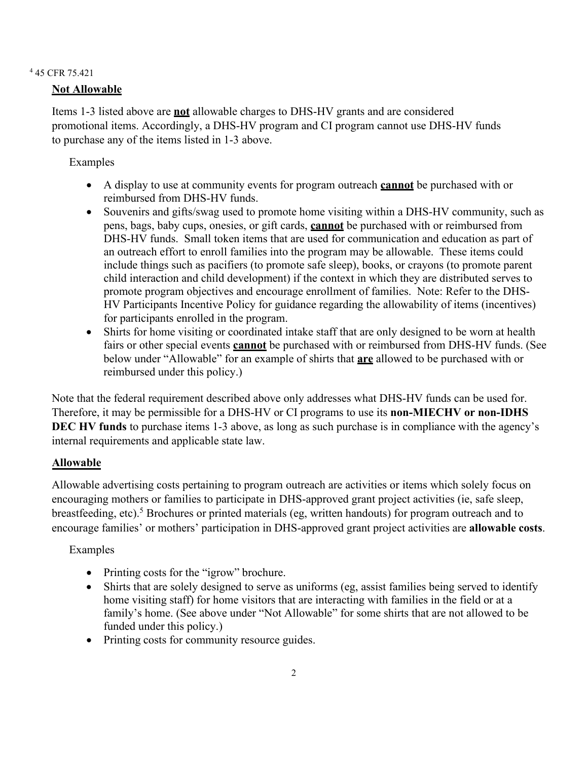[4] 45 CFR 75.421

**Not Allowable**

Items 1-3 listed above are **not** allowable charges to DHS-HV grants and are considered promotional items. Accordingly, a DHS-HV program and CI program cannot use DHS-HV funds to purchase any of the items listed in 1-3 above.

Examples

- A display to use at community events for program outreach **cannot** be purchased with or reimbursed from DHS-HV funds.
- Souvenirs and gifts/swag used to promote home visiting within a DHS-HV community, such as pens, bags, baby cups, onesies, or gift cards, **cannot** be purchased with or reimbursed from DHS-HV funds. Small token items that are used for communication and education as part of an outreach effort to enroll families into the program may be allowable. These items could include things such as pacifiers (to promote safe sleep), books, or crayons (to promote parent child interaction and child development) if the context in which they are distributed serves to promote program objectives and encourage enrollment of families. Note: Refer to the DHS-HV Participants Incentive Policy for guidance regarding the allowability of items (incentives) for participants enrolled in the program.
- Shirts for home visiting or coordinated intake staff that are only designed to be worn at health fairs or other special events **cannot** be purchased with or reimbursed from DHS-HV funds. (See below under "Allowable" for an example of shirts that **are** allowed to be purchased with or reimbursed under this policy.)

Note that the federal requirement described above only addresses what DHS-HV funds can be used for. Therefore, it may be permissible for a DHS-HV or CI programs to use its **non-MIECHV or non-IDHS DEC HV funds** to purchase items 1-3 above, as long as such purchase is in compliance with the agency's internal requirements and applicable state law.

**Allowable**

Allowable advertising costs pertaining to program outreach are activities or items which solely focus on encouraging mothers or families to participate in DHS-approved grant project activities (ie, safe sleep, breastfeeding, etc).[5] Brochures or printed materials (eg, written handouts) for program outreach and to encourage families' or mothers' participation in DHS-approved grant project activities are **allowable costs**.

Examples

- Printing costs for the "igrow" brochure.
- Shirts that are solely designed to serve as uniforms (eg, assist families being served to identify home visiting staff) for home visitors that are interacting with families in the field or at a family's home. (See above under "Not Allowable" for some shirts that are not allowed to be funded under this policy.)
- Printing costs for community resource guides.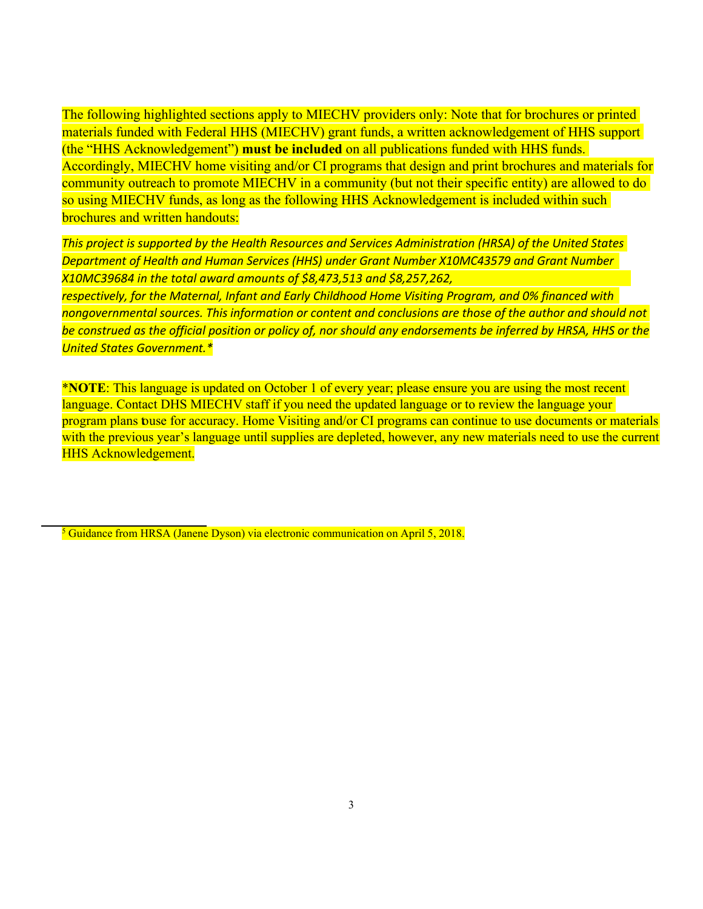The following highlighted sections apply to MIECHV providers only: Note that for brochures or printed materials funded with Federal HHS (MIECHV) grant funds, a written acknowledgement of HHS support (the "HHS Acknowledgement") **must be included** on all publications funded with HHS funds. Accordingly, MIECHV home visiting and/or CI programs that design and print brochures and materials for community outreach to promote MIECHV in a community (but not their specific entity) are allowed to do so using MIECHV funds, as long as the following HHS Acknowledgement is included within such brochures and written handouts:

*This project is supported by the Health Resources and Services Administration (HRSA) of the United States Department of Health and Human Services (HHS) under Grant Number X10MC43579 and Grant Number X10MC39684 in the total award amounts of $8,473,513 and $8,257,262, respectively, for the Maternal, Infant and Early Childhood Home Visiting Program, and 0% financed with nongovernmental sources. This information or content and conclusions are those of the author and should not be construed as the official position or policy of, nor should any endorsements be inferred by HRSA, HHS or the United States Government.**

\***NOTE**: This language is updated on October 1 of every year; please ensure you are using the most recent language. Contact DHS MIECHV staff if you need the updated language or to review the language your program plans to use for accuracy. Home Visiting and/or CI programs can continue to use documents or materials with the previous year's language until supplies are depleted, however, any new materials need to use the current HHS Acknowledgement.

[5] Guidance from HRSA (Janene Dyson) via electronic communication on April 5, 2018.